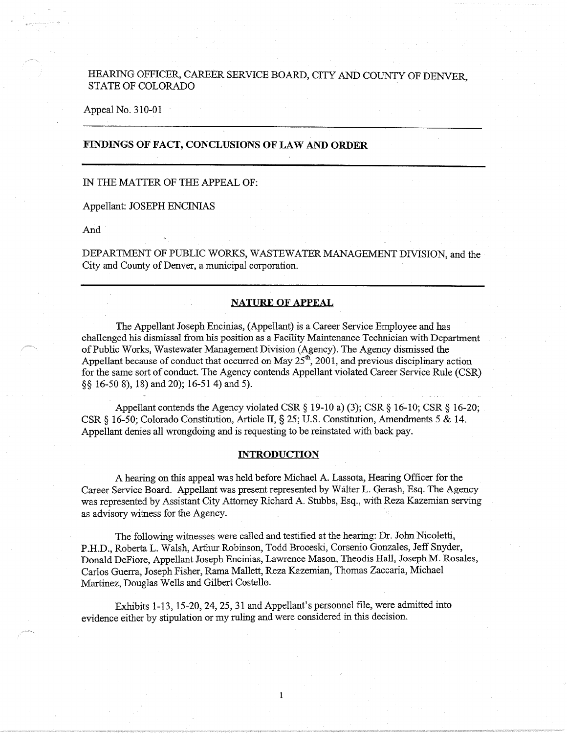HEARING OFFICER, CAREER SERVICE BOARD, CITY AND COUNTY OF DENVER, STATE OF COLORADO

Appeal No. 310-01

---

**FINDINGS OF FACT, CONCLUSIONS OF LAW AND ORDER**

---

IN THE MATTER OF THE APPEAL OF:

Appellant: JOSEPH ENCINIAS

And

DEPARTMENT OF PUBLIC WORKS, WASTEWATER MANAGEMENT DIVISION, and the City and County of Denver, a municipal corporation.

---

## NATURE OF APPEAL

The Appellant Joseph Encinias, (Appellant) is a Career Service Employee and has challenged his dismissal from his position as a Facility Maintenance Technician with Department of Public Works, Wastewater Management Division (Agency). The Agency dismissed the Appellant because of conduct that occurred on May 25th, 2001, and previous disciplinary action for the same sort of conduct. The Agency contends Appellant violated Career Service Rule (CSR) §§ 16-50 8), 18) and 20); 16-51 4) and 5).

Appellant contends the Agency violated CSR § 19-10 a) (3); CSR § 16-10; CSR § 16-20; CSR § 16-50; Colorado Constitution, Article II, § 25; U.S. Constitution, Amendments 5 & 14. Appellant denies all wrongdoing and is requesting to be reinstated with back pay.

## INTRODUCTION

A hearing on this appeal was held before Michael A. Lassota, Hearing Officer for the Career Service Board. Appellant was present represented by Walter L. Gerash, Esq. The Agency was represented by Assistant City Attorney Richard A. Stubbs, Esq., with Reza Kazemian serving as advisory witness for the Agency.

The following witnesses were called and testified at the hearing: Dr. John Nicoletti, P.H.D., Roberta L. Walsh, Arthur Robinson, Todd Broceski, Corsenio Gonzales, Jeff Snyder, Donald DeFiore, Appellant Joseph Encinias, Lawrence Mason, Theodis Hall, Joseph M. Rosales, Carlos Guerra, Joseph Fisher, Rama Mallett, Reza Kazemian, Thomas Zaccaria, Michael Martinez, Douglas Wells and Gilbert Costello.

Exhibits 1-13, 15-20, 24, 25, 31 and Appellant's personnel file, were admitted into evidence either by stipulation or my ruling and were considered in this decision.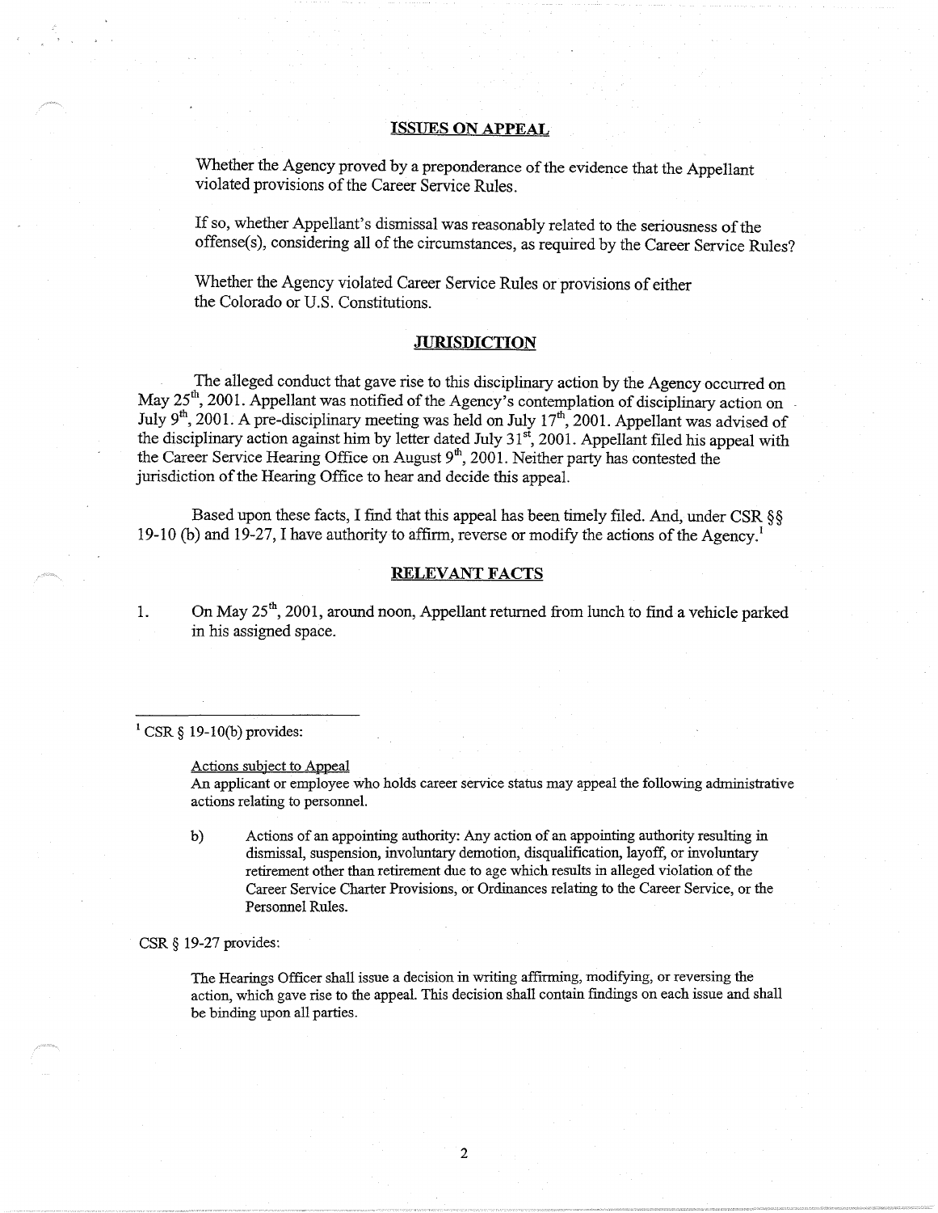## ISSUES ON APPEAL

Whether the Agency proved by a preponderance of the evidence that the Appellant violated provisions of the Career Service Rules.

If so, whether Appellant's dismissal was reasonably related to the seriousness of the offense(s), considering all of the circumstances, as required by the Career Service Rules?

Whether the Agency violated Career Service Rules or provisions of either the Colorado or U.S. Constitutions.

## JURISDICTION

The alleged conduct that gave rise to this disciplinary action by the Agency occurred on May 25th, 2001. Appellant was notified of the Agency's contemplation of disciplinary action on July 9th, 2001. A pre-disciplinary meeting was held on July 17th, 2001. Appellant was advised of the disciplinary action against him by letter dated July 31st, 2001. Appellant filed his appeal with the Career Service Hearing Office on August 9th, 2001. Neither party has contested the jurisdiction of the Hearing Office to hear and decide this appeal.

Based upon these facts, I find that this appeal has been timely filed. And, under CSR §§ 19-10 (b) and 19-27, I have authority to affirm, reverse or modify the actions of the Agency.[1]

## RELEVANT FACTS

1. On May 25th, 2001, around noon, Appellant returned from lunch to find a vehicle parked in his assigned space.

---

[1] CSR § 19-10(b) provides:

> Actions subject to Appeal
> An applicant or employee who holds career service status may appeal the following administrative actions relating to personnel.
>
> b) Actions of an appointing authority: Any action of an appointing authority resulting in dismissal, suspension, involuntary demotion, disqualification, layoff, or involuntary retirement other than retirement due to age which results in alleged violation of the Career Service Charter Provisions, or Ordinances relating to the Career Service, or the Personnel Rules.

CSR § 19-27 provides:

> The Hearings Officer shall issue a decision in writing affirming, modifying, or reversing the action, which gave rise to the appeal. This decision shall contain findings on each issue and shall be binding upon all parties.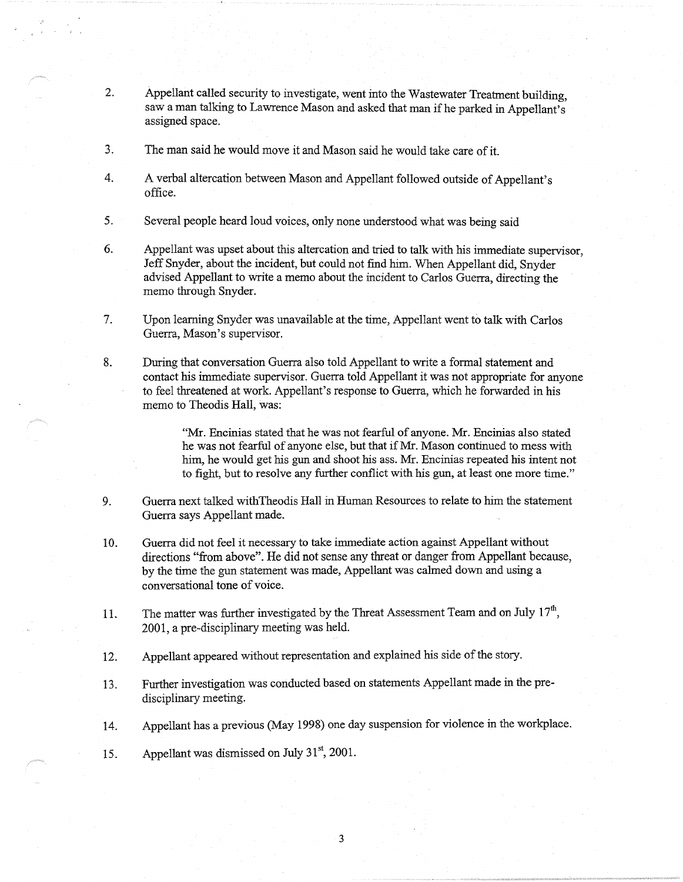2. Appellant called security to investigate, went into the Wastewater Treatment building, saw a man talking to Lawrence Mason and asked that man if he parked in Appellant's assigned space.

3. The man said he would move it and Mason said he would take care of it.

4. A verbal altercation between Mason and Appellant followed outside of Appellant's office.

5. Several people heard loud voices, only none understood what was being said

6. Appellant was upset about this altercation and tried to talk with his immediate supervisor, Jeff Snyder, about the incident, but could not find him. When Appellant did, Snyder advised Appellant to write a memo about the incident to Carlos Guerra, directing the memo through Snyder.

7. Upon learning Snyder was unavailable at the time, Appellant went to talk with Carlos Guerra, Mason's supervisor.

8. During that conversation Guerra also told Appellant to write a formal statement and contact his immediate supervisor. Guerra told Appellant it was not appropriate for anyone to feel threatened at work. Appellant's response to Guerra, which he forwarded in his memo to Theodis Hall, was:

   > "Mr. Encinias stated that he was not fearful of anyone. Mr. Encinias also stated he was not fearful of anyone else, but that if Mr. Mason continued to mess with him, he would get his gun and shoot his ass. Mr. Encinias repeated his intent not to fight, but to resolve any further conflict with his gun, at least one more time."

9. Guerra next talked withTheodis Hall in Human Resources to relate to him the statement Guerra says Appellant made.

10. Guerra did not feel it necessary to take immediate action against Appellant without directions "from above". He did not sense any threat or danger from Appellant because, by the time the gun statement was made, Appellant was calmed down and using a conversational tone of voice.

11. The matter was further investigated by the Threat Assessment Team and on July 17th, 2001, a pre-disciplinary meeting was held.

12. Appellant appeared without representation and explained his side of the story.

13. Further investigation was conducted based on statements Appellant made in the pre-disciplinary meeting.

14. Appellant has a previous (May 1998) one day suspension for violence in the workplace.

15. Appellant was dismissed on July 31st, 2001.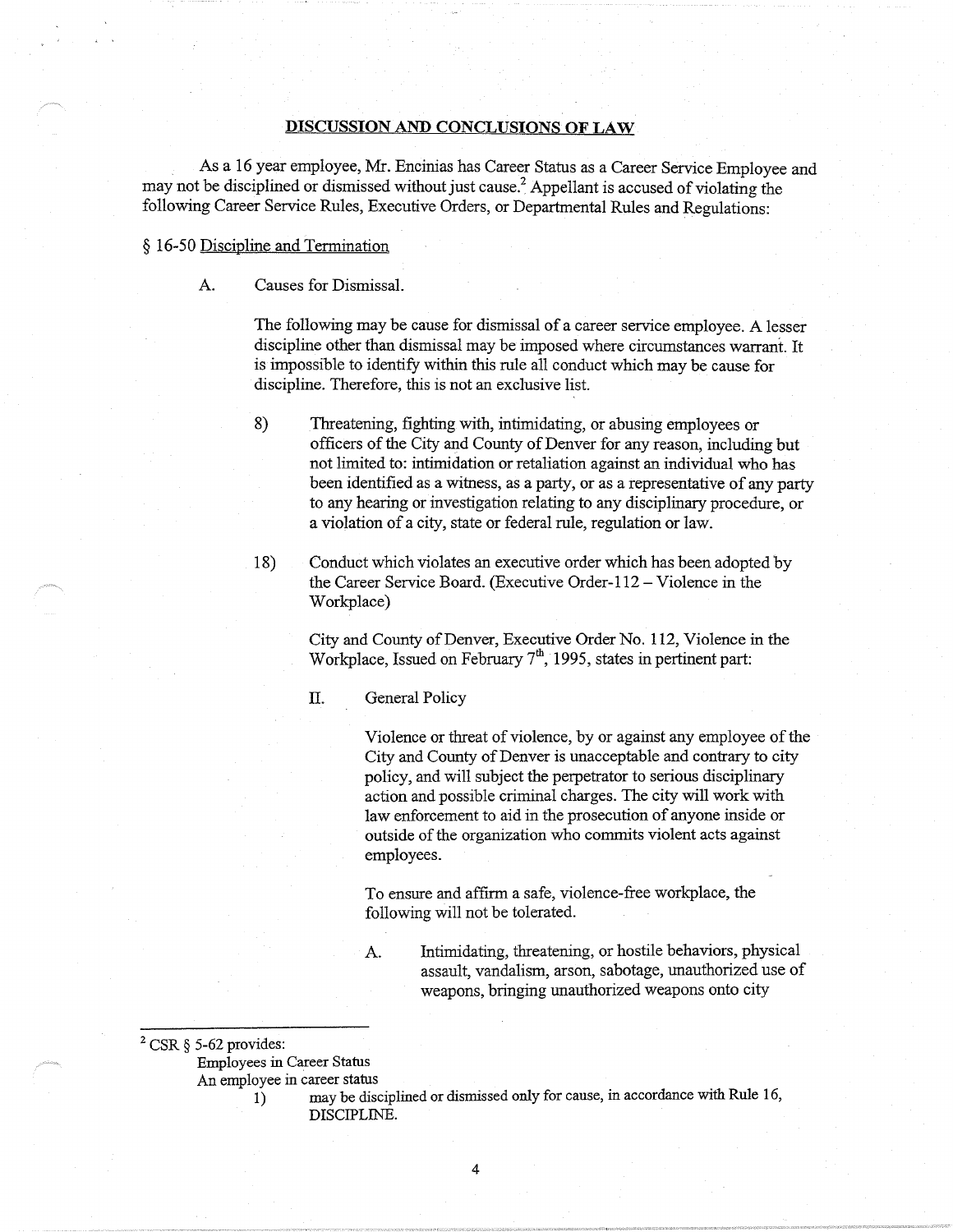## DISCUSSION AND CONCLUSIONS OF LAW

As a 16 year employee, Mr. Encinias has Career Status as a Career Service Employee and may not be disciplined or dismissed without just cause.[2] Appellant is accused of violating the following Career Service Rules, Executive Orders, or Departmental Rules and Regulations:

§ 16-50 Discipline and Termination

A. Causes for Dismissal.

The following may be cause for dismissal of a career service employee. A lesser discipline other than dismissal may be imposed where circumstances warrant. It is impossible to identify within this rule all conduct which may be cause for discipline. Therefore, this is not an exclusive list.

8) Threatening, fighting with, intimidating, or abusing employees or officers of the City and County of Denver for any reason, including but not limited to: intimidation or retaliation against an individual who has been identified as a witness, as a party, or as a representative of any party to any hearing or investigation relating to any disciplinary procedure, or a violation of a city, state or federal rule, regulation or law.

18) Conduct which violates an executive order which has been adopted by the Career Service Board. (Executive Order-112 – Violence in the Workplace)

City and County of Denver, Executive Order No. 112, Violence in the Workplace, Issued on February 7th, 1995, states in pertinent part:

II. General Policy

Violence or threat of violence, by or against any employee of the City and County of Denver is unacceptable and contrary to city policy, and will subject the perpetrator to serious disciplinary action and possible criminal charges. The city will work with law enforcement to aid in the prosecution of anyone inside or outside of the organization who commits violent acts against employees.

To ensure and affirm a safe, violence-free workplace, the following will not be tolerated.

A. Intimidating, threatening, or hostile behaviors, physical assault, vandalism, arson, sabotage, unauthorized use of weapons, bringing unauthorized weapons onto city

---

[2] CSR § 5-62 provides:
Employees in Career Status
An employee in career status
1) may be disciplined or dismissed only for cause, in accordance with Rule 16, DISCIPLINE.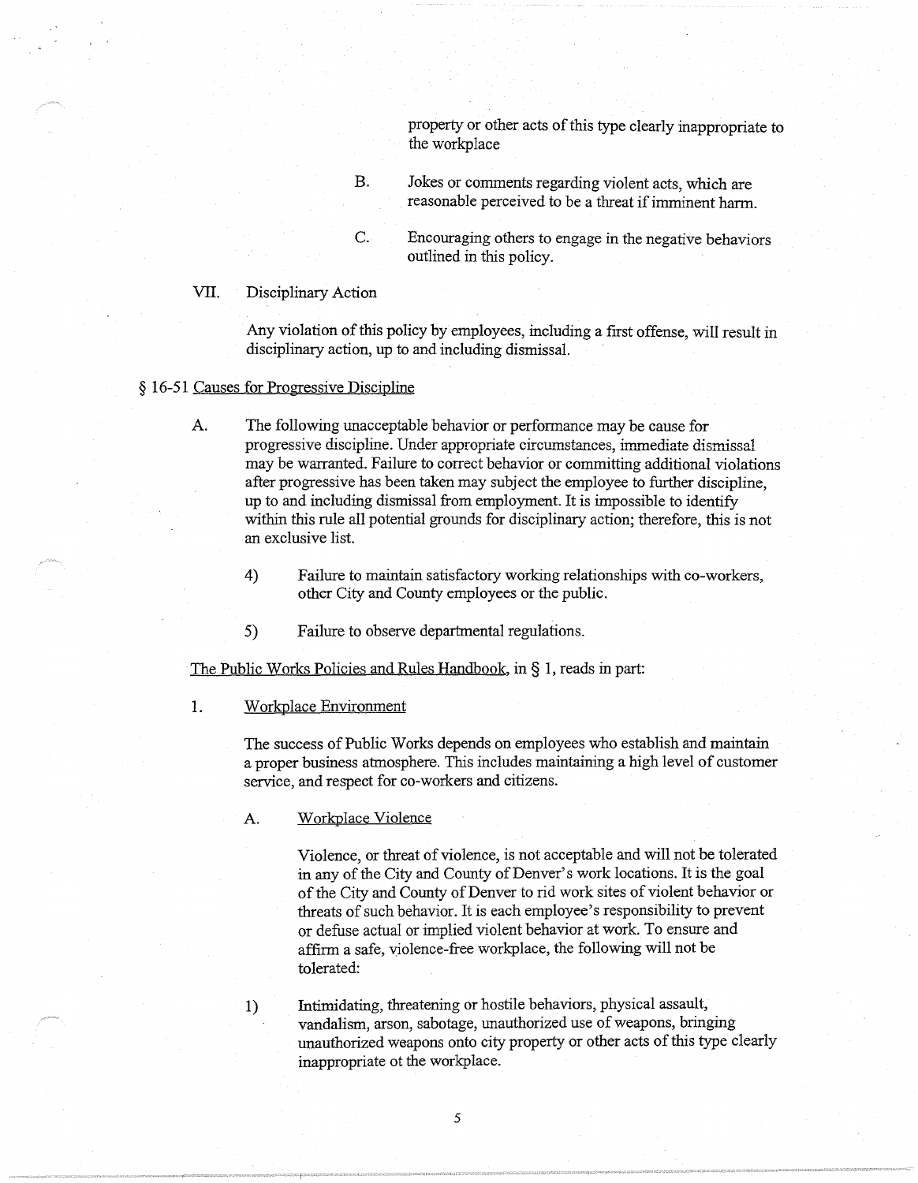property or other acts of this type clearly inappropriate to the workplace

B. Jokes or comments regarding violent acts, which are reasonable perceived to be a threat if imminent harm.

C. Encouraging others to engage in the negative behaviors outlined in this policy.

VII. Disciplinary Action

Any violation of this policy by employees, including a first offense, will result in disciplinary action, up to and including dismissal.

§ 16-51 Causes for Progressive Discipline

A. The following unacceptable behavior or performance may be cause for progressive discipline. Under appropriate circumstances, immediate dismissal may be warranted. Failure to correct behavior or committing additional violations after progressive has been taken may subject the employee to further discipline, up to and including dismissal from employment. It is impossible to identify within this rule all potential grounds for disciplinary action; therefore, this is not an exclusive list.

4) Failure to maintain satisfactory working relationships with co-workers, other City and County employees or the public.

5) Failure to observe departmental regulations.

The Public Works Policies and Rules Handbook, in § 1, reads in part:

1. Workplace Environment

The success of Public Works depends on employees who establish and maintain a proper business atmosphere. This includes maintaining a high level of customer service, and respect for co-workers and citizens.

A. Workplace Violence

Violence, or threat of violence, is not acceptable and will not be tolerated in any of the City and County of Denver's work locations. It is the goal of the City and County of Denver to rid work sites of violent behavior or threats of such behavior. It is each employee's responsibility to prevent or defuse actual or implied violent behavior at work. To ensure and affirm a safe, violence-free workplace, the following will not be tolerated:

1) Intimidating, threatening or hostile behaviors, physical assault, vandalism, arson, sabotage, unauthorized use of weapons, bringing unauthorized weapons onto city property or other acts of this type clearly inappropriate ot the workplace.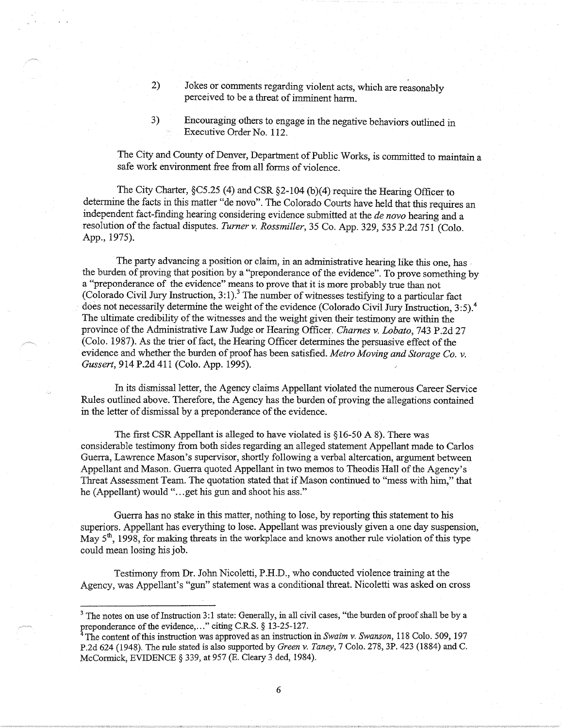2) Jokes or comments regarding violent acts, which are reasonably perceived to be a threat of imminent harm.

3) Encouraging others to engage in the negative behaviors outlined in Executive Order No. 112.

The City and County of Denver, Department of Public Works, is committed to maintain a safe work environment free from all forms of violence.

The City Charter, §C5.25 (4) and CSR §2-104 (b)(4) require the Hearing Officer to determine the facts in this matter "de novo". The Colorado Courts have held that this requires an independent fact-finding hearing considering evidence submitted at the *de novo* hearing and a resolution of the factual disputes. *Turner v. Rossmiller*, 35 Co. App. 329, 535 P.2d 751 (Colo. App., 1975).

The party advancing a position or claim, in an administrative hearing like this one, has the burden of proving that position by a "preponderance of the evidence". To prove something by a "preponderance of the evidence" means to prove that it is more probably true than not (Colorado Civil Jury Instruction, 3:1).[3] The number of witnesses testifying to a particular fact does not necessarily determine the weight of the evidence (Colorado Civil Jury Instruction, 3:5).[4] The ultimate credibility of the witnesses and the weight given their testimony are within the province of the Administrative Law Judge or Hearing Officer. *Charnes v. Lobato*, 743 P.2d 27 (Colo. 1987). As the trier of fact, the Hearing Officer determines the persuasive effect of the evidence and whether the burden of proof has been satisfied. *Metro Moving and Storage Co. v. Gussert*, 914 P.2d 411 (Colo. App. 1995).

In its dismissal letter, the Agency claims Appellant violated the numerous Career Service Rules outlined above. Therefore, the Agency has the burden of proving the allegations contained in the letter of dismissal by a preponderance of the evidence.

The first CSR Appellant is alleged to have violated is §16-50 A 8). There was considerable testimony from both sides regarding an alleged statement Appellant made to Carlos Guerra, Lawrence Mason's supervisor, shortly following a verbal altercation, argument between Appellant and Mason. Guerra quoted Appellant in two memos to Theodis Hall of the Agency's Threat Assessment Team. The quotation stated that if Mason continued to "mess with him," that he (Appellant) would "…get his gun and shoot his ass."

Guerra has no stake in this matter, nothing to lose, by reporting this statement to his superiors. Appellant has everything to lose. Appellant was previously given a one day suspension, May 5th, 1998, for making threats in the workplace and knows another rule violation of this type could mean losing his job.

Testimony from Dr. John Nicoletti, P.H.D., who conducted violence training at the Agency, was Appellant's "gun" statement was a conditional threat. Nicoletti was asked on cross

---

[3] The notes on use of Instruction 3:1 state: Generally, in all civil cases, "the burden of proof shall be by a preponderance of the evidence,…" citing C.R.S. § 13-25-127.

[4] The content of this instruction was approved as an instruction in *Swaim v. Swanson*, 118 Colo. 509, 197 P.2d 624 (1948). The rule stated is also supported by *Green v. Taney*, 7 Colo. 278, 3P. 423 (1884) and C. McCormick, EVIDENCE § 339, at 957 (E. Cleary 3 ded, 1984).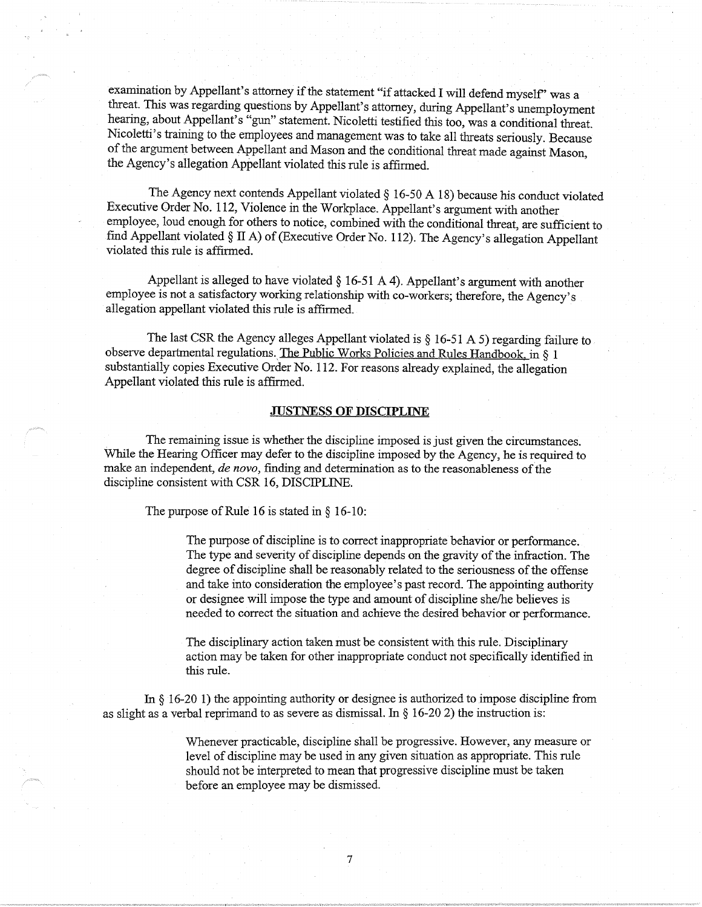examination by Appellant's attorney if the statement "if attacked I will defend myself" was a threat. This was regarding questions by Appellant's attorney, during Appellant's unemployment hearing, about Appellant's "gun" statement. Nicoletti testified this too, was a conditional threat. Nicoletti's training to the employees and management was to take all threats seriously. Because of the argument between Appellant and Mason and the conditional threat made against Mason, the Agency's allegation Appellant violated this rule is affirmed.

The Agency next contends Appellant violated § 16-50 A 18) because his conduct violated Executive Order No. 112, Violence in the Workplace. Appellant's argument with another employee, loud enough for others to notice, combined with the conditional threat, are sufficient to find Appellant violated § II A) of (Executive Order No. 112). The Agency's allegation Appellant violated this rule is affirmed.

Appellant is alleged to have violated § 16-51 A 4). Appellant's argument with another employee is not a satisfactory working relationship with co-workers; therefore, the Agency's allegation appellant violated this rule is affirmed.

The last CSR the Agency alleges Appellant violated is § 16-51 A 5) regarding failure to observe departmental regulations. The Public Works Policies and Rules Handbook, in § 1 substantially copies Executive Order No. 112. For reasons already explained, the allegation Appellant violated this rule is affirmed.

## JUSTNESS OF DISCIPLINE

The remaining issue is whether the discipline imposed is just given the circumstances. While the Hearing Officer may defer to the discipline imposed by the Agency, he is required to make an independent, *de novo*, finding and determination as to the reasonableness of the discipline consistent with CSR 16, DISCIPLINE.

The purpose of Rule 16 is stated in § 16-10:

> The purpose of discipline is to correct inappropriate behavior or performance. The type and severity of discipline depends on the gravity of the infraction. The degree of discipline shall be reasonably related to the seriousness of the offense and take into consideration the employee's past record. The appointing authority or designee will impose the type and amount of discipline she/he believes is needed to correct the situation and achieve the desired behavior or performance.
>
> The disciplinary action taken must be consistent with this rule. Disciplinary action may be taken for other inappropriate conduct not specifically identified in this rule.

In § 16-20 1) the appointing authority or designee is authorized to impose discipline from as slight as a verbal reprimand to as severe as dismissal. In § 16-20 2) the instruction is:

> Whenever practicable, discipline shall be progressive. However, any measure or level of discipline may be used in any given situation as appropriate. This rule should not be interpreted to mean that progressive discipline must be taken before an employee may be dismissed.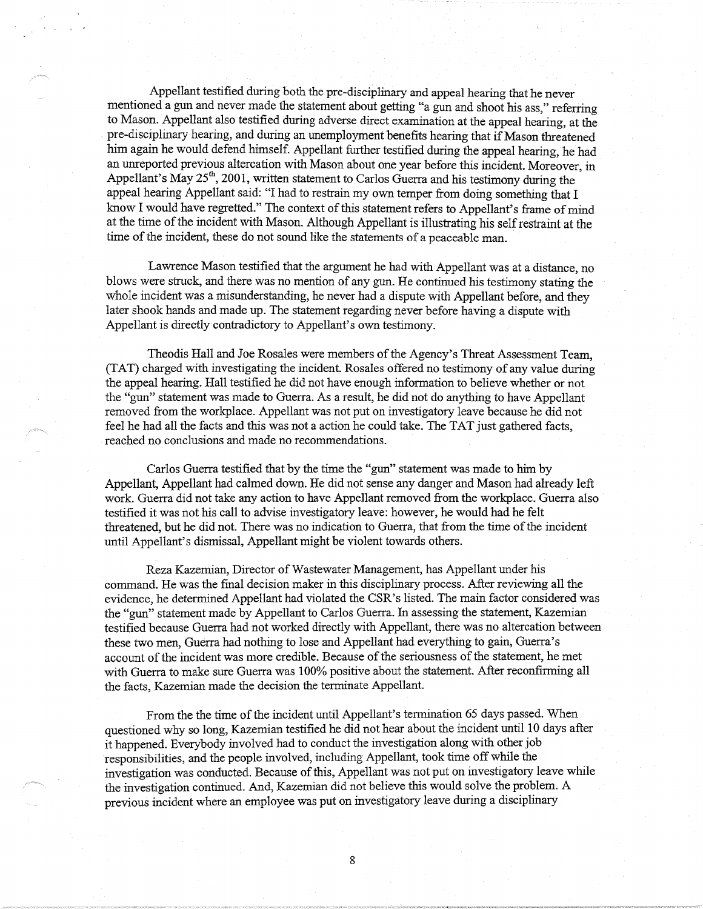Appellant testified during both the pre-disciplinary and appeal hearing that he never mentioned a gun and never made the statement about getting "a gun and shoot his ass," referring to Mason. Appellant also testified during adverse direct examination at the appeal hearing, at the pre-disciplinary hearing, and during an unemployment benefits hearing that if Mason threatened him again he would defend himself. Appellant further testified during the appeal hearing, he had an unreported previous altercation with Mason about one year before this incident. Moreover, in Appellant's May 25th, 2001, written statement to Carlos Guerra and his testimony during the appeal hearing Appellant said: "I had to restrain my own temper from doing something that I know I would have regretted." The context of this statement refers to Appellant's frame of mind at the time of the incident with Mason. Although Appellant is illustrating his self restraint at the time of the incident, these do not sound like the statements of a peaceable man.

Lawrence Mason testified that the argument he had with Appellant was at a distance, no blows were struck, and there was no mention of any gun. He continued his testimony stating the whole incident was a misunderstanding, he never had a dispute with Appellant before, and they later shook hands and made up. The statement regarding never before having a dispute with Appellant is directly contradictory to Appellant's own testimony.

Theodis Hall and Joe Rosales were members of the Agency's Threat Assessment Team, (TAT) charged with investigating the incident. Rosales offered no testimony of any value during the appeal hearing. Hall testified he did not have enough information to believe whether or not the "gun" statement was made to Guerra. As a result, he did not do anything to have Appellant removed from the workplace. Appellant was not put on investigatory leave because he did not feel he had all the facts and this was not a action he could take. The TAT just gathered facts, reached no conclusions and made no recommendations.

Carlos Guerra testified that by the time the "gun" statement was made to him by Appellant, Appellant had calmed down. He did not sense any danger and Mason had already left work. Guerra did not take any action to have Appellant removed from the workplace. Guerra also testified it was not his call to advise investigatory leave: however, he would had he felt threatened, but he did not. There was no indication to Guerra, that from the time of the incident until Appellant's dismissal, Appellant might be violent towards others.

Reza Kazemian, Director of Wastewater Management, has Appellant under his command. He was the final decision maker in this disciplinary process. After reviewing all the evidence, he determined Appellant had violated the CSR's listed. The main factor considered was the "gun" statement made by Appellant to Carlos Guerra. In assessing the statement, Kazemian testified because Guerra had not worked directly with Appellant, there was no altercation between these two men, Guerra had nothing to lose and Appellant had everything to gain, Guerra's account of the incident was more credible. Because of the seriousness of the statement, he met with Guerra to make sure Guerra was 100% positive about the statement. After reconfirming all the facts, Kazemian made the decision the terminate Appellant.

From the the time of the incident until Appellant's termination 65 days passed. When questioned why so long, Kazemian testified he did not hear about the incident until 10 days after it happened. Everybody involved had to conduct the investigation along with other job responsibilities, and the people involved, including Appellant, took time off while the investigation was conducted. Because of this, Appellant was not put on investigatory leave while the investigation continued. And, Kazemian did not believe this would solve the problem. A previous incident where an employee was put on investigatory leave during a disciplinary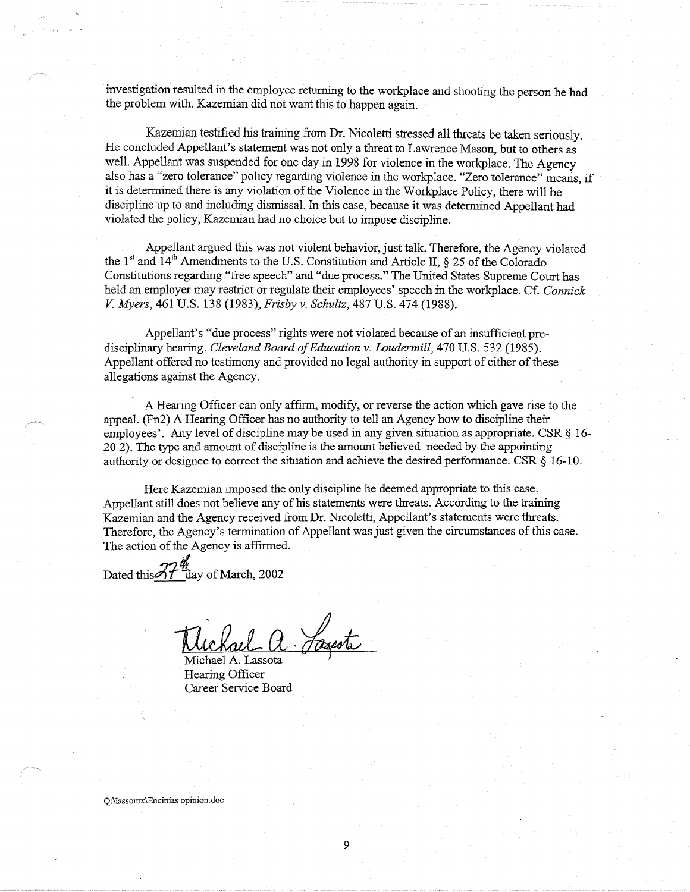investigation resulted in the employee returning to the workplace and shooting the person he had the problem with. Kazemian did not want this to happen again.

Kazemian testified his training from Dr. Nicoletti stressed all threats be taken seriously. He concluded Appellant's statement was not only a threat to Lawrence Mason, but to others as well. Appellant was suspended for one day in 1998 for violence in the workplace. The Agency also has a "zero tolerance" policy regarding violence in the workplace. "Zero tolerance" means, if it is determined there is any violation of the Violence in the Workplace Policy, there will be discipline up to and including dismissal. In this case, because it was determined Appellant had violated the policy, Kazemian had no choice but to impose discipline.

Appellant argued this was not violent behavior, just talk. Therefore, the Agency violated the 1st and 14th Amendments to the U.S. Constitution and Article II, § 25 of the Colorado Constitutions regarding "free speech" and "due process." The United States Supreme Court has held an employer may restrict or regulate their employees' speech in the workplace. Cf. *Connick V. Myers*, 461 U.S. 138 (1983), *Frisby v. Schultz*, 487 U.S. 474 (1988).

Appellant's "due process" rights were not violated because of an insufficient pre-disciplinary hearing. *Cleveland Board of Education v. Loudermill*, 470 U.S. 532 (1985). Appellant offered no testimony and provided no legal authority in support of either of these allegations against the Agency.

A Hearing Officer can only affirm, modify, or reverse the action which gave rise to the appeal. (Fn2) A Hearing Officer has no authority to tell an Agency how to discipline their employees'. Any level of discipline may be used in any given situation as appropriate. CSR § 16-20 2). The type and amount of discipline is the amount believed needed by the appointing authority or designee to correct the situation and achieve the desired performance. CSR § 16-10.

Here Kazemian imposed the only discipline he deemed appropriate to this case. Appellant still does not believe any of his statements were threats. According to the training Kazemian and the Agency received from Dr. Nicoletti, Appellant's statements were threats. Therefore, the Agency's termination of Appellant was just given the circumstances of this case. The action of the Agency is affirmed.

Dated this 27th day of March, 2002

Michael A. Lassota
Hearing Officer
Career Service Board

Q:\lassomx\Encinias opinion.doc